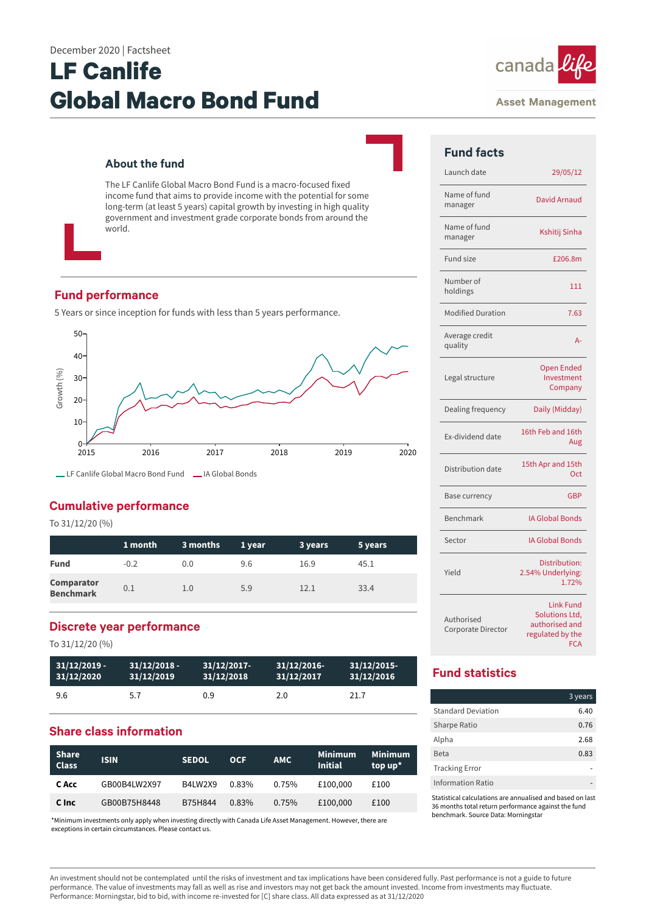December 2020 | Factsheet

# LF Canlife Global Macro Bond Fund

canada life

Asset Management

## About the fund

The LF Canlife Global Macro Bond Fund is a macro-focused fixed income fund that aims to provide income with the potential for some long-term (at least 5 years) capital growth by investing in high quality government and investment grade corporate bonds from around the world.

## Fund performance

5 Years or since inception for funds with less than 5 years performance.

Growth (%)

— LF Canlife Global Macro Bond Fund — IA Global Bonds

## Cumulative performance

To 31/12/20 (%)

| | 1 month | 3 months | 1 year | 3 years | 5 years |
|---|---|---|---|---|---|
| **Fund** | -0.2 | 0.0 | 9.6 | 16.9 | 45.1 |
| **Comparator Benchmark** | 0.1 | 1.0 | 5.9 | 12.1 | 33.4 |

## Discrete year performance

To 31/12/20 (%)

| 31/12/2019 - 31/12/2020 | 31/12/2018 - 31/12/2019 | 31/12/2017- 31/12/2018 | 31/12/2016- 31/12/2017 | 31/12/2015- 31/12/2016 |
|---|---|---|---|---|
| 9.6 | 5.7 | 0.9 | 2.0 | 21.7 |

## Share class information

| Share Class | ISIN | SEDOL | OCF | AMC | Minimum Initial | Minimum top up* |
|---|---|---|---|---|---|---|
| **C Acc** | GB00B4LW2X97 | B4LW2X9 | 0.83% | 0.75% | £100,000 | £100 |
| **C Inc** | GB00B75H8448 | B75H844 | 0.83% | 0.75% | £100,000 | £100 |

*Minimum investments only apply when investing directly with Canada Life Asset Management. However, there are exceptions in certain circumstances. Please contact us.

## Fund facts

| | |
|---|---|
| Launch date | 29/05/12 |
| Name of fund manager | David Arnaud |
| Name of fund manager | Kshitij Sinha |
| Fund size | £206.8m |
| Number of holdings | 111 |
| Modified Duration | 7.63 |
| Average credit quality | A- |
| Legal structure | Open Ended Investment Company |
| Dealing frequency | Daily (Midday) |
| Ex-dividend date | 16th Feb and 16th Aug |
| Distribution date | 15th Apr and 15th Oct |
| Base currency | GBP |
| Benchmark | IA Global Bonds |
| Sector | IA Global Bonds |
| Yield | Distribution: 2.54% Underlying: 1.72% |
| Authorised Corporate Director | Link Fund Solutions Ltd, authorised and regulated by the FCA |

## Fund statistics

| | 3 years |
|---|---|
| Standard Deviation | 6.40 |
| Sharpe Ratio | 0.76 |
| Alpha | 2.68 |
| Beta | 0.83 |
| Tracking Error | - |
| Information Ratio | - |

Statistical calculations are annualised and based on last 36 months total return performance against the fund benchmark. Source Data: Morningstar

An investment should not be contemplated until the risks of investment and tax implications have been considered fully. Past performance is not a guide to future performance. The value of investments may fall as well as rise and investors may not get back the amount invested. Income from investments may fluctuate. Performance: Morningstar, bid to bid, with income re-invested for [C] share class. All data expressed as at 31/12/2020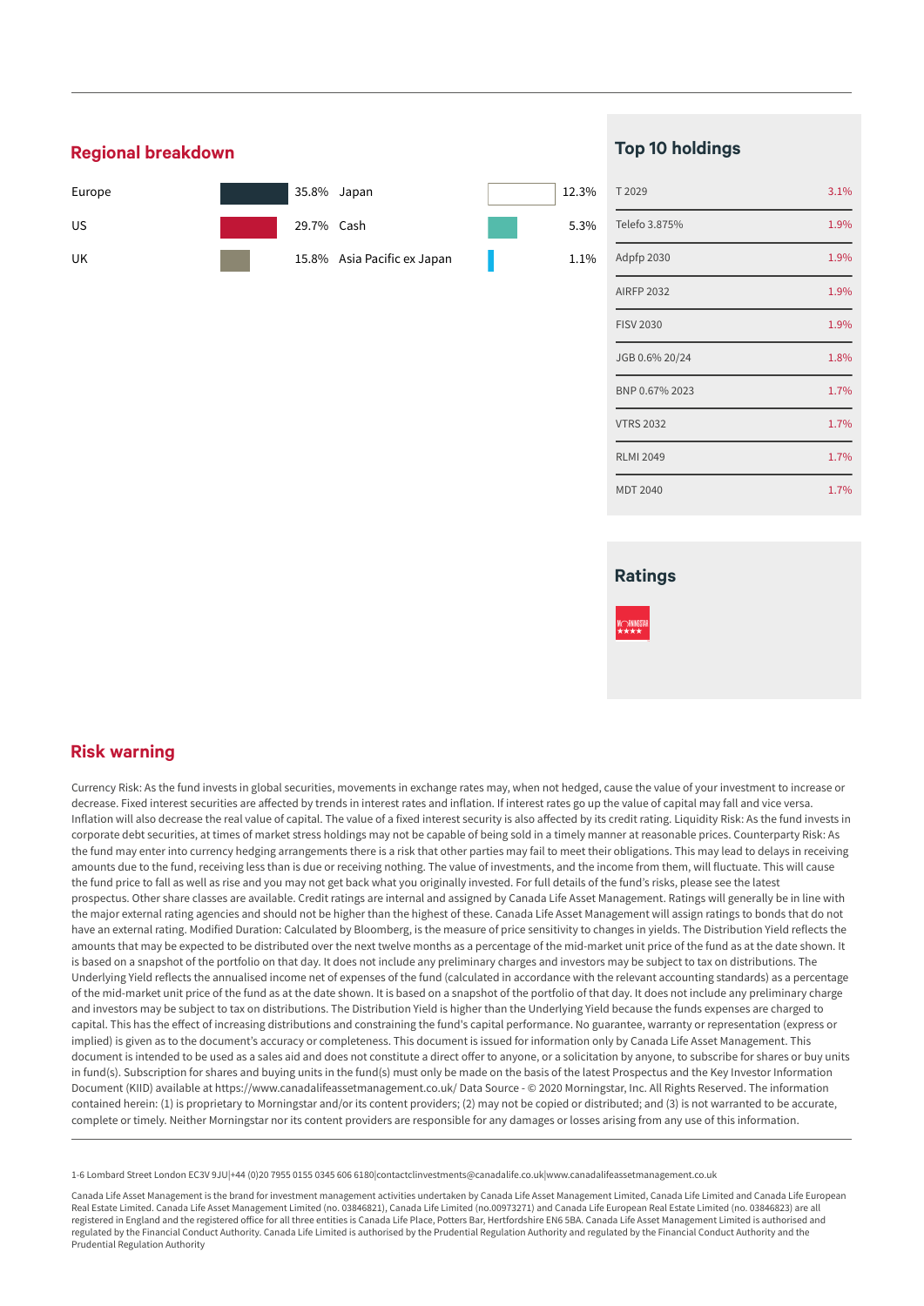## Regional breakdown

Europe 35.8%
US 29.7%
UK 15.8%
Japan 12.3%
Cash 5.3%
Asia Pacific ex Japan 1.1%

## Top 10 holdings

| | |
|---|---|
| T 2029 | 3.1% |
| Telefo 3.875% | 1.9% |
| Adpfp 2030 | 1.9% |
| AIRFP 2032 | 1.9% |
| FISV 2030 | 1.9% |
| JGB 0.6% 20/24 | 1.8% |
| BNP 0.67% 2023 | 1.7% |
| VTRS 2032 | 1.7% |
| RLMI 2049 | 1.7% |
| MDT 2040 | 1.7% |

## Ratings

MORNINGSTAR ★★★★

## Risk warning

Currency Risk: As the fund invests in global securities, movements in exchange rates may, when not hedged, cause the value of your investment to increase or decrease. Fixed interest securities are affected by trends in interest rates and inflation. If interest rates go up the value of capital may fall and vice versa. Inflation will also decrease the real value of capital. The value of a fixed interest security is also affected by its credit rating. Liquidity Risk: As the fund invests in corporate debt securities, at times of market stress holdings may not be capable of being sold in a timely manner at reasonable prices. Counterparty Risk: As the fund may enter into currency hedging arrangements there is a risk that other parties may fail to meet their obligations. This may lead to delays in receiving amounts due to the fund, receiving less than is due or receiving nothing. The value of investments, and the income from them, will fluctuate. This will cause the fund price to fall as well as rise and you may not get back what you originally invested. For full details of the fund's risks, please see the latest prospectus. Other share classes are available. Credit ratings are internal and assigned by Canada Life Asset Management. Ratings will generally be in line with the major external rating agencies and should not be higher than the highest of these. Canada Life Asset Management will assign ratings to bonds that do not have an external rating. Modified Duration: Calculated by Bloomberg, is the measure of price sensitivity to changes in yields. The Distribution Yield reflects the amounts that may be expected to be distributed over the next twelve months as a percentage of the mid-market unit price of the fund as at the date shown. It is based on a snapshot of the portfolio on that day. It does not include any preliminary charges and investors may be subject to tax on distributions. The Underlying Yield reflects the annualised income net of expenses of the fund (calculated in accordance with the relevant accounting standards) as a percentage of the mid-market unit price of the fund as at the date shown. It is based on a snapshot of the portfolio of that day. It does not include any preliminary charge and investors may be subject to tax on distributions. The Distribution Yield is higher than the Underlying Yield because the funds expenses are charged to capital. This has the effect of increasing distributions and constraining the fund's capital performance. No guarantee, warranty or representation (express or implied) is given as to the document's accuracy or completeness. This document is issued for information only by Canada Life Asset Management. This document is intended to be used as a sales aid and does not constitute a direct offer to anyone, or a solicitation by anyone, to subscribe for shares or buy units in fund(s). Subscription for shares and buying units in the fund(s) must only be made on the basis of the latest Prospectus and the Key Investor Information Document (KIID) available at https://www.canadalifeassetmanagement.co.uk/ Data Source - © 2020 Morningstar, Inc. All Rights Reserved. The information contained herein: (1) is proprietary to Morningstar and/or its content providers; (2) may not be copied or distributed; and (3) is not warranted to be accurate, complete or timely. Neither Morningstar nor its content providers are responsible for any damages or losses arising from any use of this information.

1-6 Lombard Street London EC3V 9JU|+44 (0)20 7955 0155 0345 606 6180|contactclinvestments@canadalife.co.uk|www.canadalifeassetmanagement.co.uk

Canada Life Asset Management is the brand for investment management activities undertaken by Canada Life Asset Management Limited, Canada Life Limited and Canada Life European Real Estate Limited. Canada Life Asset Management Limited (no. 03846821), Canada Life Limited (no.00973271) and Canada Life European Real Estate Limited (no. 03846823) are all registered in England and the registered office for all three entities is Canada Life Place, Potters Bar, Hertfordshire EN6 5BA. Canada Life Asset Management Limited is authorised and regulated by the Financial Conduct Authority. Canada Life Limited is authorised by the Prudential Regulation Authority and regulated by the Financial Conduct Authority and the Prudential Regulation Authority